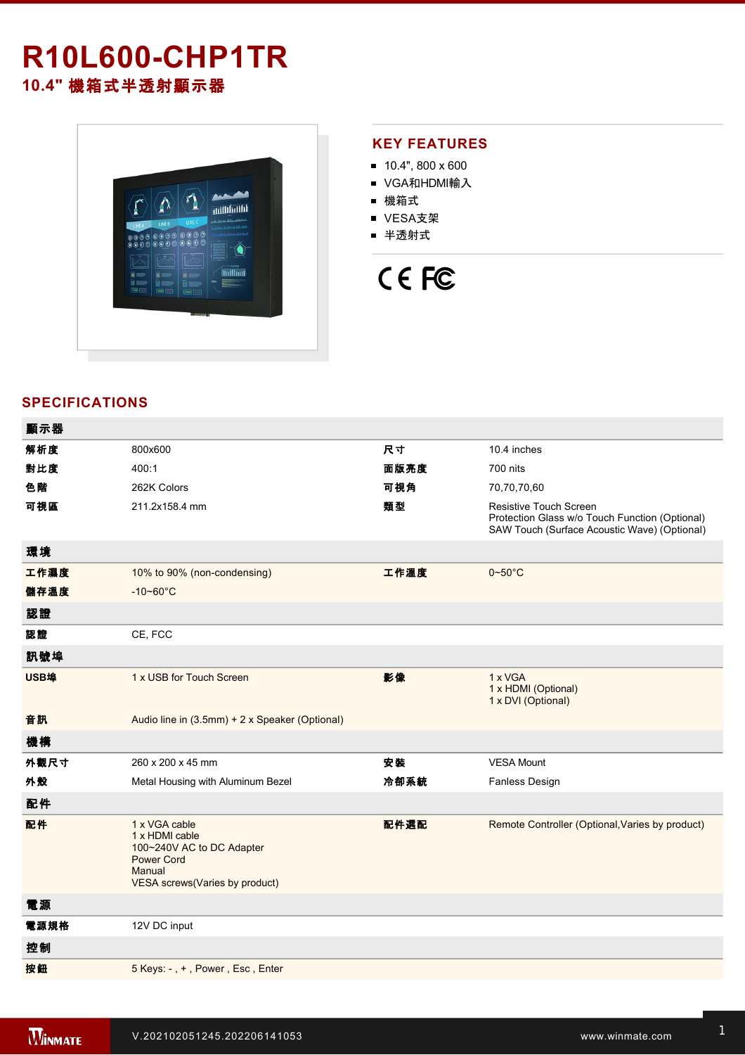# R10L600-CHP1TR

## 10.4" 機箱式半透射顯示器

## KEY FEATURES

- 10.4", 800 x 600
- VGA和HDMI輸入
- 機箱式
- VESA支架
- 半透射式

## SPECIFICATIONS

| 顯示器 | | | |
|---|---|---|---|
| 解析度 | 800x600 | 尺寸 | 10.4 inches |
| 對比度 | 400:1 | 面版亮度 | 700 nits |
| 色階 | 262K Colors | 可視角 | 70,70,70,60 |
| 可視區 | 211.2x158.4 mm | 類型 | Resistive Touch Screen<br>Protection Glass w/o Touch Function (Optional)<br>SAW Touch (Surface Acoustic Wave) (Optional) |
| **環境** | | | |
| 工作濕度 | 10% to 90% (non-condensing) | 工作溫度 | 0~50°C |
| 儲存溫度 | -10~60°C | | |
| **認證** | | | |
| 認證 | CE, FCC | | |
| **訊號埠** | | | |
| USB埠 | 1 x USB for Touch Screen | 影像 | 1 x VGA<br>1 x HDMI (Optional)<br>1 x DVI (Optional) |
| 音訊 | Audio line in (3.5mm) + 2 x Speaker (Optional) | | |
| **機構** | | | |
| 外觀尺寸 | 260 x 200 x 45 mm | 安裝 | VESA Mount |
| 外殼 | Metal Housing with Aluminum Bezel | 冷卻系統 | Fanless Design |
| **配件** | | | |
| 配件 | 1 x VGA cable<br>1 x HDMI cable<br>100~240V AC to DC Adapter<br>Power Cord<br>Manual<br>VESA screws(Varies by product) | 配件選配 | Remote Controller (Optional,Varies by product) |
| **電源** | | | |
| 電源規格 | 12V DC input | | |
| **控制** | | | |
| 按鈕 | 5 Keys: - , + , Power , Esc , Enter | | |

V.202102051245.202206141053

www.winmate.com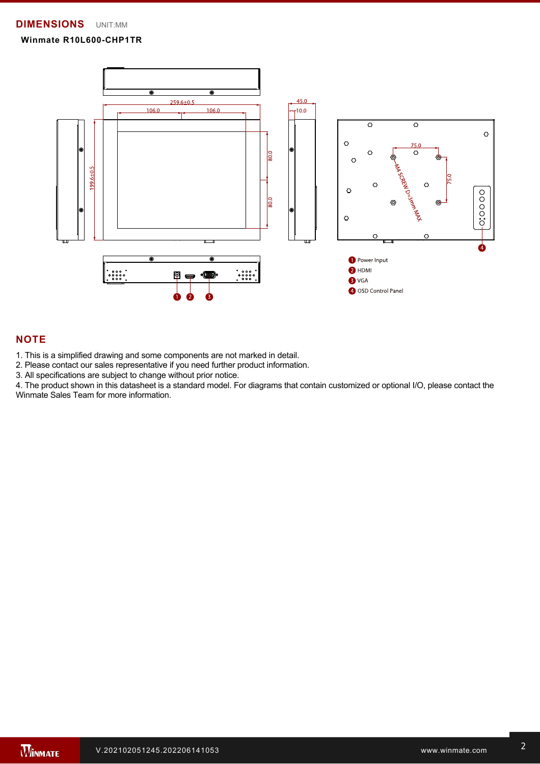## DIMENSIONS UNIT:MM

**Winmate R10L600-CHP1TR**

259.6±0.5

106.0

106.0

199.6±0.5

80.0

80.0

45.0

10.0

75.0

75.0

M4 SCREW D=3mm MAX

1 Power Input

2 HDMI

3 VGA

4 OSD Control Panel

## NOTE

1. This is a simplified drawing and some components are not marked in detail.
2. Please contact our sales representative if you need further product information.
3. All specifications are subject to change without prior notice.
4. The product shown in this datasheet is a standard model. For diagrams that contain customized or optional I/O, please contact the Winmate Sales Team for more information.